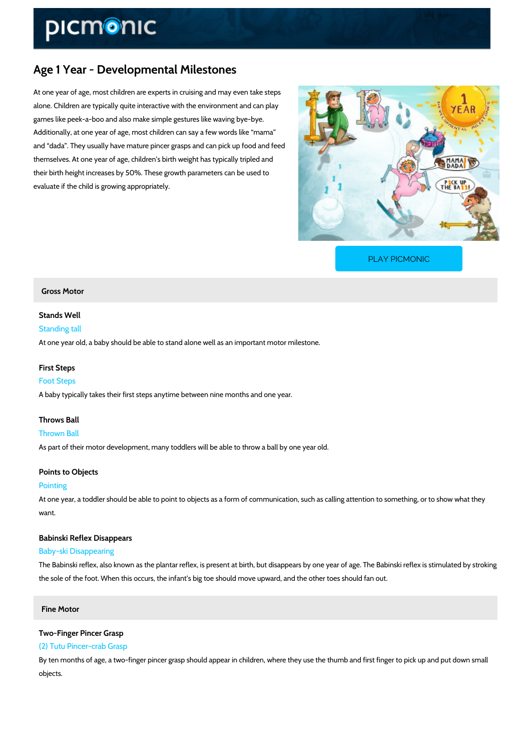# Age 1 Year - Developmental Milestones

At one year of age, most children are experts in cruising and may even take steps alone. Children are typically quite interactive with the environment and can play games like peek-a-boo and also make simple gestures like waving bye-bye. Additionally, at one year of age, most children can say a few words like "mama" and "dada". They usually have mature pincer grasps and can pick up food and feed themselves. At one year of age, children's birth weight has typically tripled and their birth height increases by 50%. These growth parameters can be used to evaluate if the child is growing appropriately.

PLAY PICMONIC

## Gross Motor

### Stands Well

Standing tall

At one year old, a baby should be able to stand alone well as an important motor milestone.

### First Steps

Foot Steps

A baby typically takes their first steps anytime between nine months and one year.

### Throws Ball

Thrown Ball

As part of their motor development, many toddlers will be able to throw a ball by one year old.

### Points to Objects

Pointing

At one year, a toddler should be able to point to objects as a form of communication, such as calling attention to something, or to show what they want.

### Babinski Reflex Disappears

Baby-ski Disappearing

The Babinski reflex, also known as the plantar reflex, is present at birth, but disappears by one year of age. The Babinski reflex is stimulated by stroking the sole of the foot. When this occurs, the infant's big toe should move upward, and the other toes should fan out.

## Fine Motor

### Two-Finger Pincer Grasp

(2) Tutu Pincer-crab Grasp

By ten months of age, a two-finger pincer grasp should appear in children, where they use the thumb and first finger to pick up and put down small objects.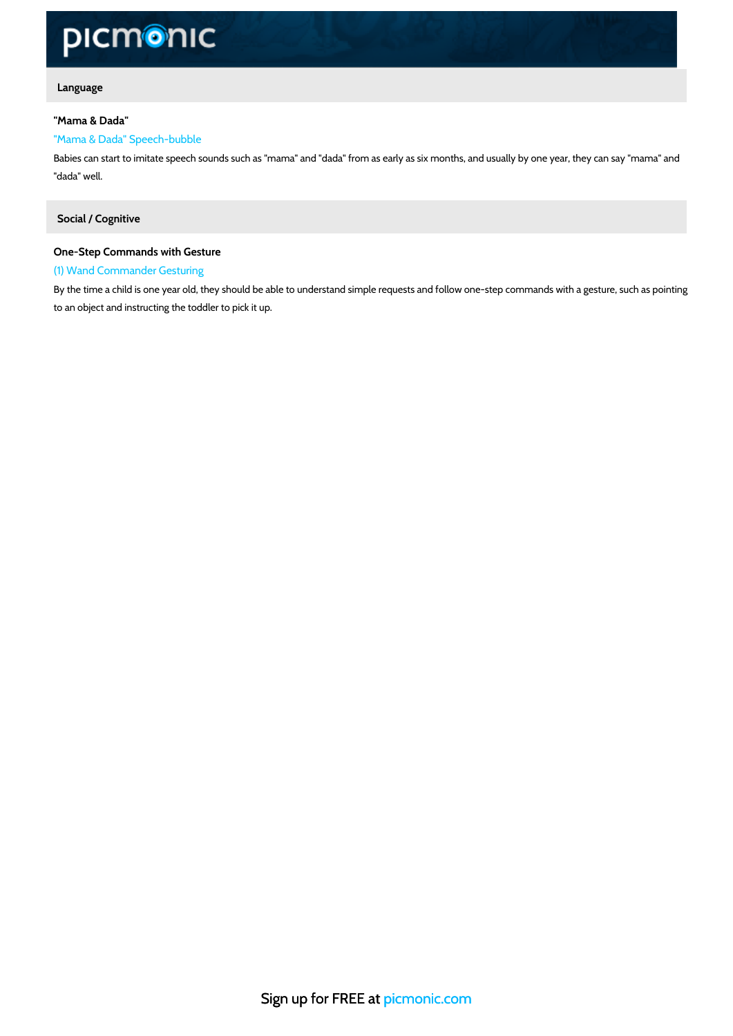## Language

### "Mama & Dada"

"Mama & Dada" Speech-bubble

Babies can start to imitate speech sounds such as "mama" and "dada" from as early as six months, and usually by one year, they can say "mama" and "dada" well.

## Social / Cognitive

### One-Step Commands with Gesture

(1) Wand Commander Gesturing

By the time a child is one year old, they should be able to understand simple requests and follow one-step commands with a gesture, such as pointing to an object and instructing the toddler to pick it up.